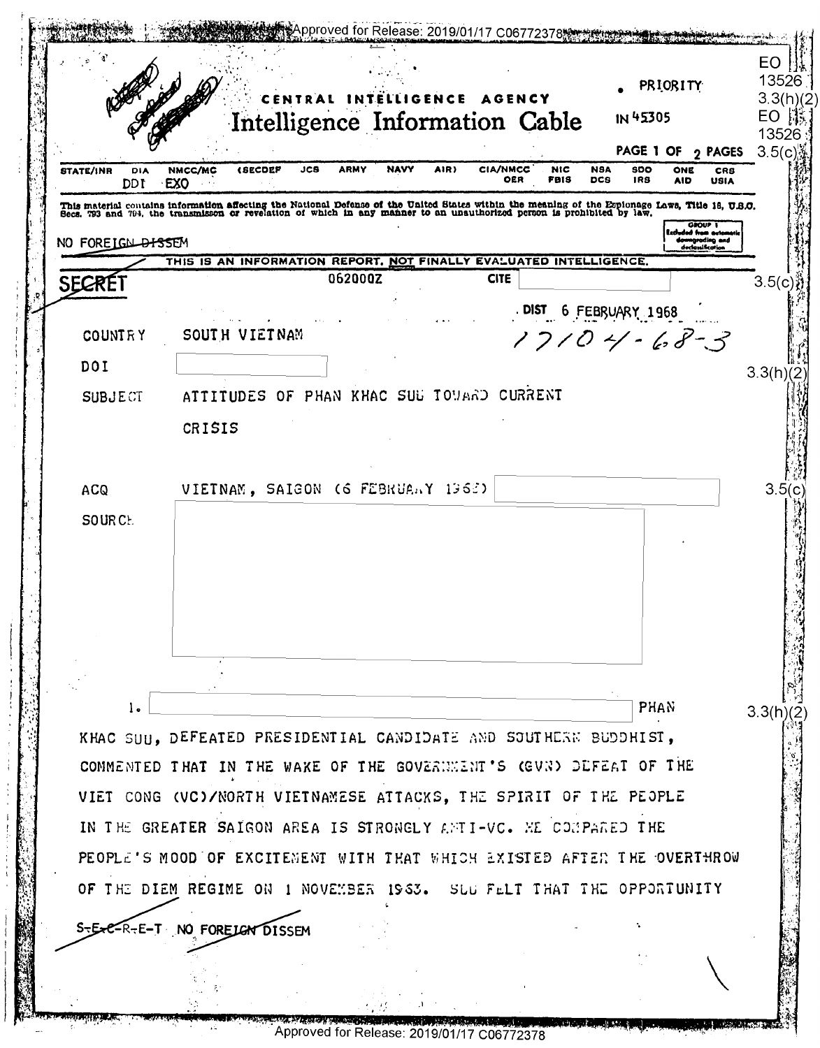Approved for Release: 2019/01/17 C06772378

EO 13526 3.3(h)(2)
EO 13526 3.5(c)

CENTRAL INTELLIGENCE AGENCY

# Intelligence Information Cable

• PRIORITY

IN 45305

PAGE 1 OF 2 PAGES

STATE/INR DIA NMCC/MC (SECDEF JCS ARMY NAVY AIR) CIA/NMCC NIC NSA SDO ONE CRS
DDI EXO OER FBIS DCS IRS AID USIA

This material contains information affecting the National Defense of the United States within the meaning of the Espionage Laws, Title 18, U.S.C. Secs. 793 and 794, the transmisson or revelation of which in any manner to an unauthorized person is prohibited by law.

GROUP 1 Excluded from automatic downgrading and declassification

NO FOREIGN DISSEM

THIS IS AN INFORMATION REPORT, NOT FINALLY EVALUATED INTELLIGENCE.

SECRET 062000Z CITE [redacted] 3.5(c)

DIST 6 FEBRUARY 1968

17104-68-3

COUNTRY SOUTH VIETNAM

DOI [redacted] 3.3(h)(2)

SUBJECT ATTITUDES OF PHAN KHAC SUU TOWARD CURRENT CRISIS

ACQ VIETNAM, SAIGON (6 FEBRUARY 1968) [redacted] 3.5(c)

SOURCE [redacted]

1. [redacted] PHAN KHAC SUU, DEFEATED PRESIDENTIAL CANDIDATE AND SOUTHERN BUDDHIST, COMMENTED THAT IN THE WAKE OF THE GOVERNMENT'S (GVN) DEFEAT OF THE VIET CONG (VC)/NORTH VIETNAMESE ATTACKS, THE SPIRIT OF THE PEOPLE IN THE GREATER SAIGON AREA IS STRONGLY ANTI-VC. HE COMPARED THE PEOPLE'S MOOD OF EXCITEMENT WITH THAT WHICH EXISTED AFTER THE OVERTHROW OF THE DIEM REGIME ON 1 NOVEMBER 1963. SUU FELT THAT THE OPPORTUNITY 3.3(h)(2)

SECRET NO FOREIGN DISSEM

Approved for Release: 2019/01/17 C06772378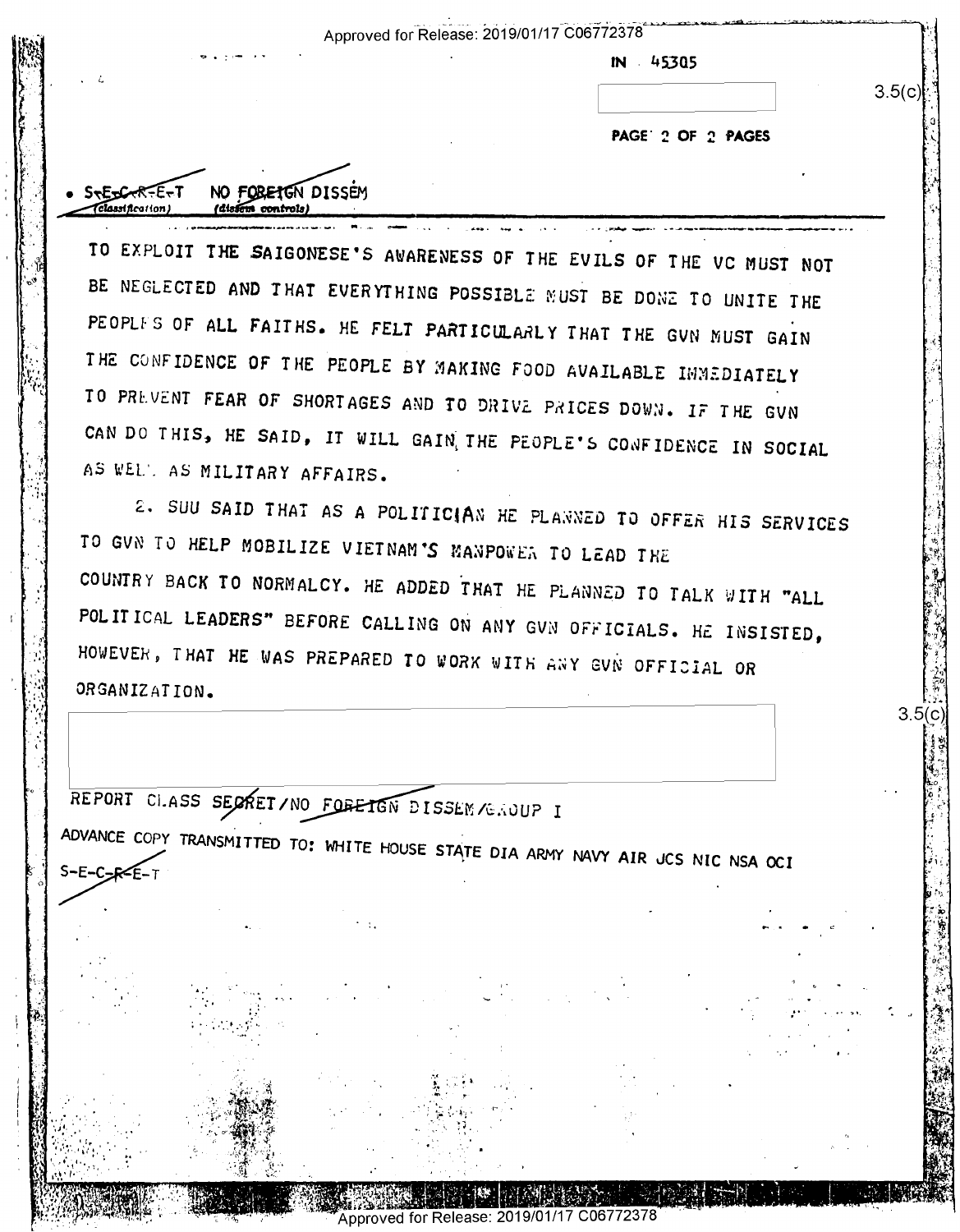IN 45305

3.5(c)

S-E-C-R-E-T NO FOREIGN DISSEM
(classification) (dissem controls)

TO EXPLOIT THE SAIGONESE'S AWARENESS OF THE EVILS OF THE VC MUST NOT BE NEGLECTED AND THAT EVERYTHING POSSIBLE MUST BE DONE TO UNITE THE PEOPLES OF ALL FAITHS. HE FELT PARTICULARLY THAT THE GVN MUST GAIN THE CONFIDENCE OF THE PEOPLE BY MAKING FOOD AVAILABLE IMMEDIATELY TO PREVENT FEAR OF SHORTAGES AND TO DRIVE PRICES DOWN. IF THE GVN CAN DO THIS, HE SAID, IT WILL GAIN THE PEOPLE'S CONFIDENCE IN SOCIAL AS WELL AS MILITARY AFFAIRS.

2. SUU SAID THAT AS A POLITICIAN HE PLANNED TO OFFER HIS SERVICES TO GVN TO HELP MOBILIZE VIETNAM'S MANPOWER TO LEAD THE COUNTRY BACK TO NORMALCY. HE ADDED THAT HE PLANNED TO TALK WITH "ALL POLITICAL LEADERS" BEFORE CALLING ON ANY GVN OFFICIALS. HE INSISTED, HOWEVER, THAT HE WAS PREPARED TO WORK WITH ANY GVN OFFICIAL OR ORGANIZATION.

3.5(c)

REPORT CLASS SECRET/NO FOREIGN DISSEM/GROUP I

ADVANCE COPY TRANSMITTED TO: WHITE HOUSE STATE DIA ARMY NAVY AIR JCS NIC NSA OCI

S-E-C-R-E-T